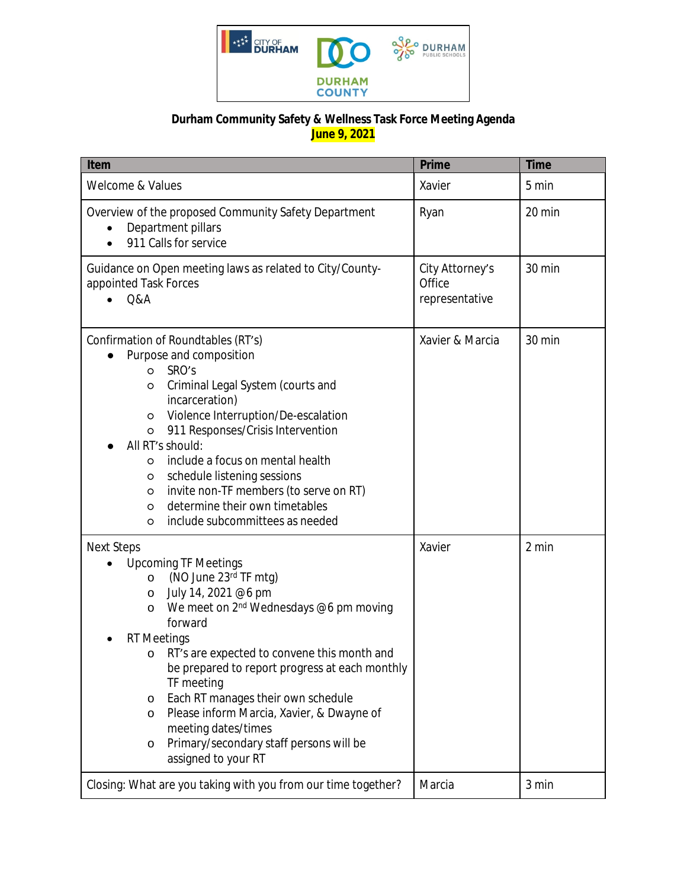CITY OF DURHAM | DURHAM COUNTY | DURHAM PUBLIC SCHOOLS

**Durham Community Safety & Wellness Task Force Meeting Agenda**
**June 9, 2021**

| Item | Prime | Time |
|---|---|---|
| Welcome & Values | Xavier | 5 min |
| Overview of the proposed Community Safety Department<br>• Department pillars<br>• 911 Calls for service | Ryan | 20 min |
| Guidance on Open meeting laws as related to City/County-appointed Task Forces<br>• Q&A | City Attorney's Office representative | 30 min |
| Confirmation of Roundtables (RT's)<br>• Purpose and composition<br>&nbsp;&nbsp;&nbsp;&nbsp;o SRO's<br>&nbsp;&nbsp;&nbsp;&nbsp;o Criminal Legal System (courts and incarceration)<br>&nbsp;&nbsp;&nbsp;&nbsp;o Violence Interruption/De-escalation<br>&nbsp;&nbsp;&nbsp;&nbsp;o 911 Responses/Crisis Intervention<br>• All RT's should:<br>&nbsp;&nbsp;&nbsp;&nbsp;o include a focus on mental health<br>&nbsp;&nbsp;&nbsp;&nbsp;o schedule listening sessions<br>&nbsp;&nbsp;&nbsp;&nbsp;o invite non-TF members (to serve on RT)<br>&nbsp;&nbsp;&nbsp;&nbsp;o determine their own timetables<br>&nbsp;&nbsp;&nbsp;&nbsp;o include subcommittees as needed | Xavier & Marcia | 30 min |
| Next Steps<br>• Upcoming TF Meetings<br>&nbsp;&nbsp;&nbsp;&nbsp;o (NO June 23rd TF mtg)<br>&nbsp;&nbsp;&nbsp;&nbsp;o July 14, 2021 @ 6 pm<br>&nbsp;&nbsp;&nbsp;&nbsp;o We meet on 2nd Wednesdays @ 6 pm moving forward<br>• RT Meetings<br>&nbsp;&nbsp;&nbsp;&nbsp;o RT's are expected to convene this month and be prepared to report progress at each monthly TF meeting<br>&nbsp;&nbsp;&nbsp;&nbsp;o Each RT manages their own schedule<br>&nbsp;&nbsp;&nbsp;&nbsp;o Please inform Marcia, Xavier, & Dwayne of meeting dates/times<br>&nbsp;&nbsp;&nbsp;&nbsp;o Primary/secondary staff persons will be assigned to your RT | Xavier | 2 min |
| Closing: What are you taking with you from our time together? | Marcia | 3 min |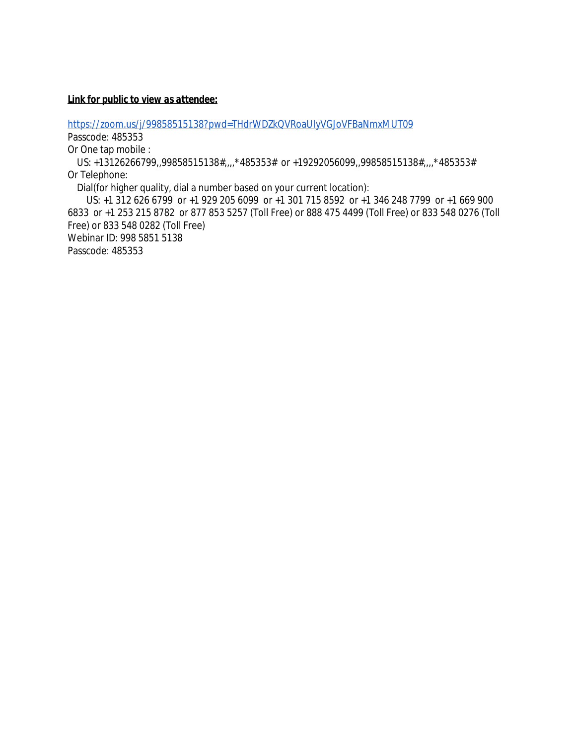**<u>Link for public to view as attendee:</u>**

https://zoom.us/j/99858515138?pwd=THdrWDZkQVRoaUIyVGJoVFBaNmxMUT09
Passcode: 485353
Or One tap mobile :
US: +13126266799,,99858515138#,,,,*485353# or +19292056099,,99858515138#,,,,*485353#
Or Telephone:
Dial(for higher quality, dial a number based on your current location):
US: +1 312 626 6799 or +1 929 205 6099 or +1 301 715 8592 or +1 346 248 7799 or +1 669 900 6833 or +1 253 215 8782 or 877 853 5257 (Toll Free) or 888 475 4499 (Toll Free) or 833 548 0276 (Toll Free) or 833 548 0282 (Toll Free)
Webinar ID: 998 5851 5138
Passcode: 485353